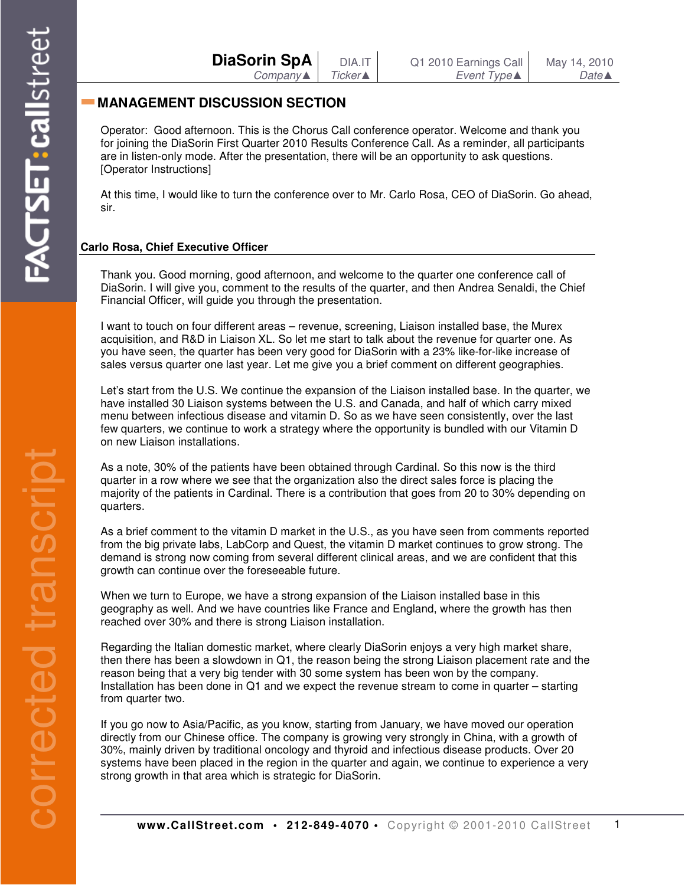# MANAGEMENT DISCUSSION SECTION

Operator: Good afternoon. This is the Chorus Call conference operator. Welcome and thank you for joining the DiaSorin First Quarter 2010 Results Conference Call. As a reminder, all participants are in listen-only mode. After the presentation, there will be an opportunity to ask questions. [Operator Instructions]

At this time, I would like to turn the conference over to Mr. Carlo Rosa, CEO of DiaSorin. Go ahead, sir.

### Carlo Rosa, Chief Executive Officer

Thank you. Good morning, good afternoon, and welcome to the quarter one conference call of DiaSorin. I will give you, comment to the results of the quarter, and then Andrea Senaldi, the Chief Financial Officer, will guide you through the presentation.

I want to touch on four different areas – revenue, screening, Liaison installed base, the Murex acquisition, and R&D in Liaison XL. So let me start to talk about the revenue for quarter one. As you have seen, the quarter has been very good for DiaSorin with a 23% like-for-like increase of sales versus quarter one last year. Let me give you a brief comment on different geographies.

Let's start from the U.S. We continue the expansion of the Liaison installed base. In the quarter, we have installed 30 Liaison systems between the U.S. and Canada, and half of which carry mixed menu between infectious disease and vitamin D. So as we have seen consistently, over the last few quarters, we continue to work a strategy where the opportunity is bundled with our Vitamin D on new Liaison installations.

As a note, 30% of the patients have been obtained through Cardinal. So this now is the third quarter in a row where we see that the organization also the direct sales force is placing the majority of the patients in Cardinal. There is a contribution that goes from 20 to 30% depending on quarters.

As a brief comment to the vitamin D market in the U.S., as you have seen from comments reported from the big private labs, LabCorp and Quest, the vitamin D market continues to grow strong. The demand is strong now coming from several different clinical areas, and we are confident that this growth can continue over the foreseeable future.

When we turn to Europe, we have a strong expansion of the Liaison installed base in this geography as well. And we have countries like France and England, where the growth has then reached over 30% and there is strong Liaison installation.

Regarding the Italian domestic market, where clearly DiaSorin enjoys a very high market share, then there has been a slowdown in Q1, the reason being the strong Liaison placement rate and the reason being that a very big tender with 30 some system has been won by the company. Installation has been done in Q1 and we expect the revenue stream to come in quarter – starting from quarter two.

If you go now to Asia/Pacific, as you know, starting from January, we have moved our operation directly from our Chinese office. The company is growing very strongly in China, with a growth of 30%, mainly driven by traditional oncology and thyroid and infectious disease products. Over 20 systems have been placed in the region in the quarter and again, we continue to experience a very strong growth in that area which is strategic for DiaSorin.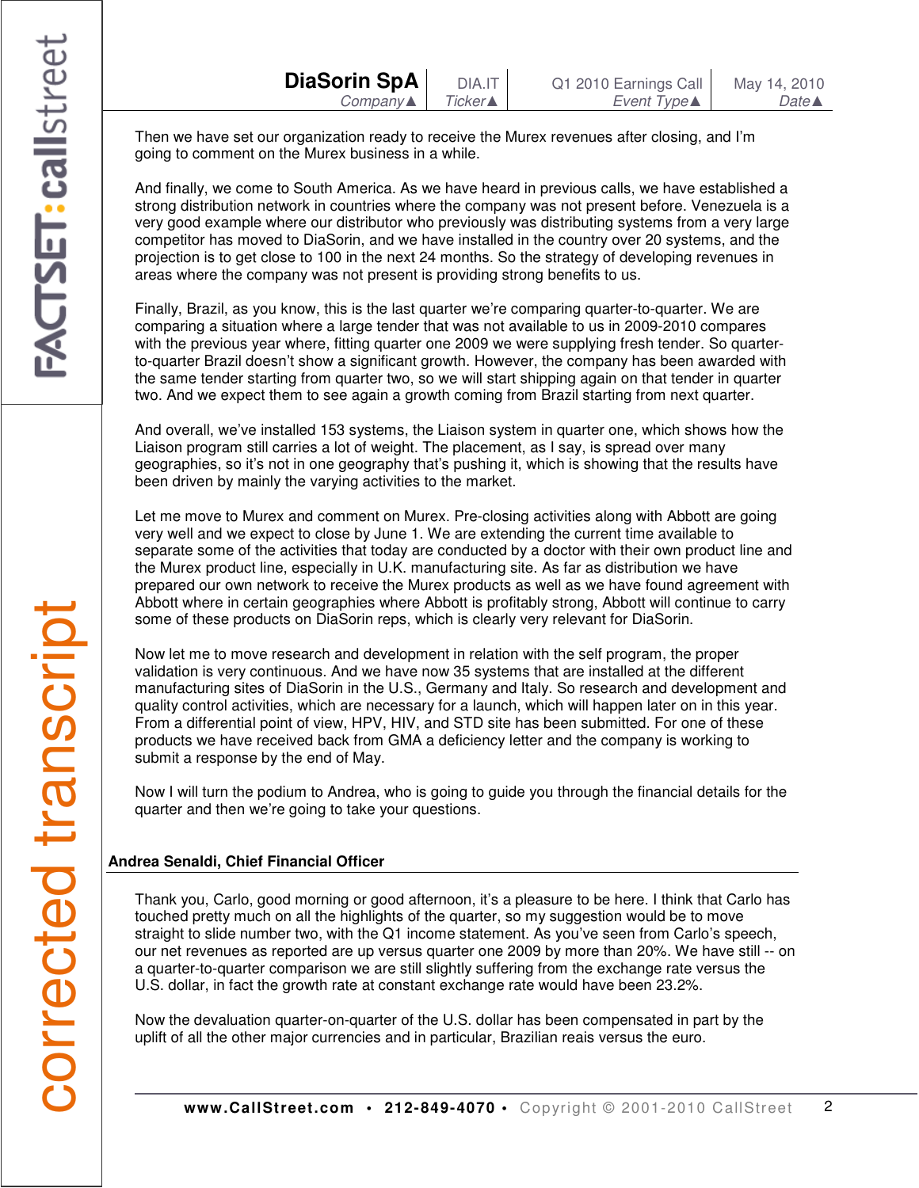Then we have set our organization ready to receive the Murex revenues after closing, and I'm going to comment on the Murex business in a while.

And finally, we come to South America. As we have heard in previous calls, we have established a strong distribution network in countries where the company was not present before. Venezuela is a very good example where our distributor who previously was distributing systems from a very large competitor has moved to DiaSorin, and we have installed in the country over 20 systems, and the projection is to get close to 100 in the next 24 months. So the strategy of developing revenues in areas where the company was not present is providing strong benefits to us.

Finally, Brazil, as you know, this is the last quarter we're comparing quarter-to-quarter. We are comparing a situation where a large tender that was not available to us in 2009-2010 compares with the previous year where, fitting quarter one 2009 we were supplying fresh tender. So quarter-to-quarter Brazil doesn't show a significant growth. However, the company has been awarded with the same tender starting from quarter two, so we will start shipping again on that tender in quarter two. And we expect them to see again a growth coming from Brazil starting from next quarter.

And overall, we've installed 153 systems, the Liaison system in quarter one, which shows how the Liaison program still carries a lot of weight. The placement, as I say, is spread over many geographies, so it's not in one geography that's pushing it, which is showing that the results have been driven by mainly the varying activities to the market.

Let me move to Murex and comment on Murex. Pre-closing activities along with Abbott are going very well and we expect to close by June 1. We are extending the current time available to separate some of the activities that today are conducted by a doctor with their own product line and the Murex product line, especially in U.K. manufacturing site. As far as distribution we have prepared our own network to receive the Murex products as well as we have found agreement with Abbott where in certain geographies where Abbott is profitably strong, Abbott will continue to carry some of these products on DiaSorin reps, which is clearly very relevant for DiaSorin.

Now let me to move research and development in relation with the self program, the proper validation is very continuous. And we have now 35 systems that are installed at the different manufacturing sites of DiaSorin in the U.S., Germany and Italy. So research and development and quality control activities, which are necessary for a launch, which will happen later on in this year. From a differential point of view, HPV, HIV, and STD site has been submitted. For one of these products we have received back from GMA a deficiency letter and the company is working to submit a response by the end of May.

Now I will turn the podium to Andrea, who is going to guide you through the financial details for the quarter and then we're going to take your questions.

**Andrea Senaldi, Chief Financial Officer**

Thank you, Carlo, good morning or good afternoon, it's a pleasure to be here. I think that Carlo has touched pretty much on all the highlights of the quarter, so my suggestion would be to move straight to slide number two, with the Q1 income statement. As you've seen from Carlo's speech, our net revenues as reported are up versus quarter one 2009 by more than 20%. We have still -- on a quarter-to-quarter comparison we are still slightly suffering from the exchange rate versus the U.S. dollar, in fact the growth rate at constant exchange rate would have been 23.2%.

Now the devaluation quarter-on-quarter of the U.S. dollar has been compensated in part by the uplift of all the other major currencies and in particular, Brazilian reais versus the euro.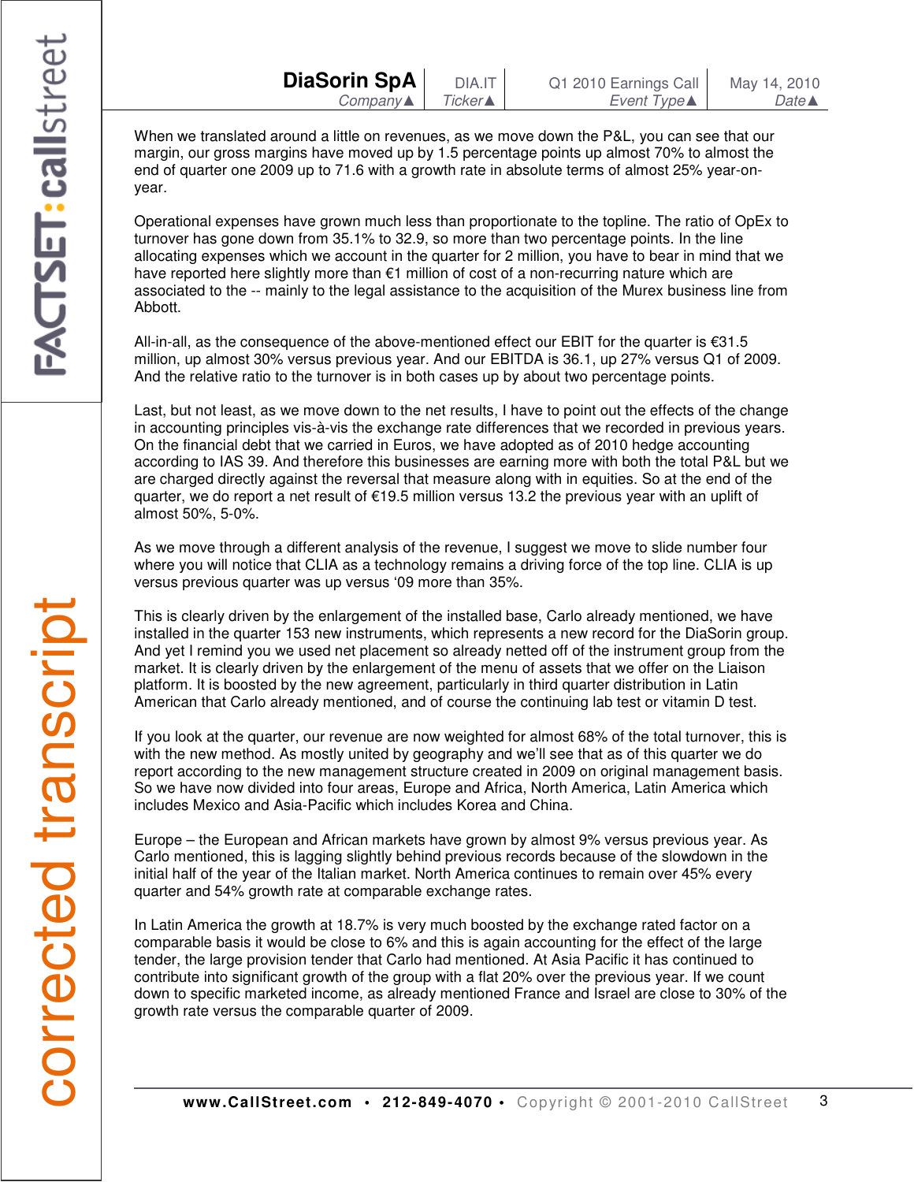When we translated around a little on revenues, as we move down the P&L, you can see that our margin, our gross margins have moved up by 1.5 percentage points up almost 70% to almost the end of quarter one 2009 up to 71.6 with a growth rate in absolute terms of almost 25% year-on-year.

Operational expenses have grown much less than proportionate to the topline. The ratio of OpEx to turnover has gone down from 35.1% to 32.9, so more than two percentage points. In the line allocating expenses which we account in the quarter for 2 million, you have to bear in mind that we have reported here slightly more than €1 million of cost of a non-recurring nature which are associated to the -- mainly to the legal assistance to the acquisition of the Murex business line from Abbott.

All-in-all, as the consequence of the above-mentioned effect our EBIT for the quarter is €31.5 million, up almost 30% versus previous year. And our EBITDA is 36.1, up 27% versus Q1 of 2009. And the relative ratio to the turnover is in both cases up by about two percentage points.

Last, but not least, as we move down to the net results, I have to point out the effects of the change in accounting principles vis-à-vis the exchange rate differences that we recorded in previous years. On the financial debt that we carried in Euros, we have adopted as of 2010 hedge accounting according to IAS 39. And therefore this businesses are earning more with both the total P&L but we are charged directly against the reversal that measure along with in equities. So at the end of the quarter, we do report a net result of €19.5 million versus 13.2 the previous year with an uplift of almost 50%, 5-0%.

As we move through a different analysis of the revenue, I suggest we move to slide number four where you will notice that CLIA as a technology remains a driving force of the top line. CLIA is up versus previous quarter was up versus '09 more than 35%.

This is clearly driven by the enlargement of the installed base, Carlo already mentioned, we have installed in the quarter 153 new instruments, which represents a new record for the DiaSorin group. And yet I remind you we used net placement so already netted off of the instrument group from the market. It is clearly driven by the enlargement of the menu of assets that we offer on the Liaison platform. It is boosted by the new agreement, particularly in third quarter distribution in Latin American that Carlo already mentioned, and of course the continuing lab test or vitamin D test.

If you look at the quarter, our revenue are now weighted for almost 68% of the total turnover, this is with the new method. As mostly united by geography and we'll see that as of this quarter we do report according to the new management structure created in 2009 on original management basis. So we have now divided into four areas, Europe and Africa, North America, Latin America which includes Mexico and Asia-Pacific which includes Korea and China.

Europe – the European and African markets have grown by almost 9% versus previous year. As Carlo mentioned, this is lagging slightly behind previous records because of the slowdown in the initial half of the year of the Italian market. North America continues to remain over 45% every quarter and 54% growth rate at comparable exchange rates.

In Latin America the growth at 18.7% is very much boosted by the exchange rated factor on a comparable basis it would be close to 6% and this is again accounting for the effect of the large tender, the large provision tender that Carlo had mentioned. At Asia Pacific it has continued to contribute into significant growth of the group with a flat 20% over the previous year. If we count down to specific marketed income, as already mentioned France and Israel are close to 30% of the growth rate versus the comparable quarter of 2009.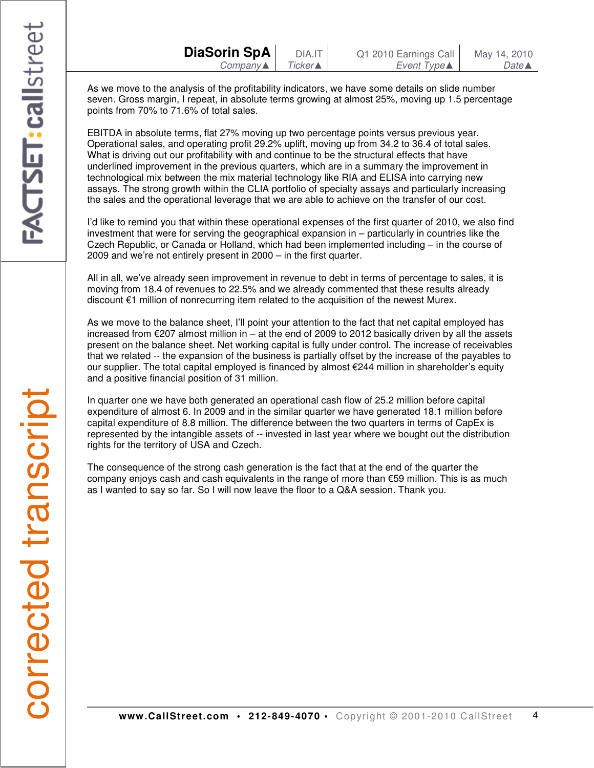As we move to the analysis of the profitability indicators, we have some details on slide number seven. Gross margin, I repeat, in absolute terms growing at almost 25%, moving up 1.5 percentage points from 70% to 71.6% of total sales.

EBITDA in absolute terms, flat 27% moving up two percentage points versus previous year. Operational sales, and operating profit 29.2% uplift, moving up from 34.2 to 36.4 of total sales. What is driving out our profitability with and continue to be the structural effects that have underlined improvement in the previous quarters, which are in a summary the improvement in technological mix between the mix material technology like RIA and ELISA into carrying new assays. The strong growth within the CLIA portfolio of specialty assays and particularly increasing the sales and the operational leverage that we are able to achieve on the transfer of our cost.

I'd like to remind you that within these operational expenses of the first quarter of 2010, we also find investment that were for serving the geographical expansion in – particularly in countries like the Czech Republic, or Canada or Holland, which had been implemented including – in the course of 2009 and we're not entirely present in 2000 – in the first quarter.

All in all, we've already seen improvement in revenue to debt in terms of percentage to sales, it is moving from 18.4 of revenues to 22.5% and we already commented that these results already discount €1 million of nonrecurring item related to the acquisition of the newest Murex.

As we move to the balance sheet, I'll point your attention to the fact that net capital employed has increased from €207 almost million in – at the end of 2009 to 2012 basically driven by all the assets present on the balance sheet. Net working capital is fully under control. The increase of receivables that we related -- the expansion of the business is partially offset by the increase of the payables to our supplier. The total capital employed is financed by almost €244 million in shareholder's equity and a positive financial position of 31 million.

In quarter one we have both generated an operational cash flow of 25.2 million before capital expenditure of almost 6. In 2009 and in the similar quarter we have generated 18.1 million before capital expenditure of 8.8 million. The difference between the two quarters in terms of CapEx is represented by the intangible assets of -- invested in last year where we bought out the distribution rights for the territory of USA and Czech.

The consequence of the strong cash generation is the fact that at the end of the quarter the company enjoys cash and cash equivalents in the range of more than €59 million. This is as much as I wanted to say so far. So I will now leave the floor to a Q&A session. Thank you.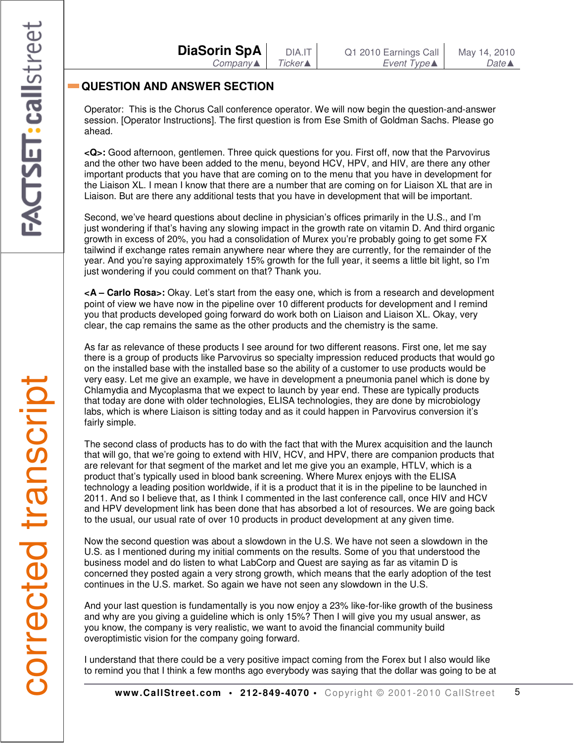## QUESTION AND ANSWER SECTION

Operator: This is the Chorus Call conference operator. We will now begin the question-and-answer session. [Operator Instructions]. The first question is from Ese Smith of Goldman Sachs. Please go ahead.

**<Q>:** Good afternoon, gentlemen. Three quick questions for you. First off, now that the Parvovirus and the other two have been added to the menu, beyond HCV, HPV, and HIV, are there any other important products that you have that are coming on to the menu that you have in development for the Liaison XL. I mean I know that there are a number that are coming on for Liaison XL that are in Liaison. But are there any additional tests that you have in development that will be important.

Second, we've heard questions about decline in physician's offices primarily in the U.S., and I'm just wondering if that's having any slowing impact in the growth rate on vitamin D. And third organic growth in excess of 20%, you had a consolidation of Murex you're probably going to get some FX tailwind if exchange rates remain anywhere near where they are currently, for the remainder of the year. And you're saying approximately 15% growth for the full year, it seems a little bit light, so I'm just wondering if you could comment on that? Thank you.

**<A – Carlo Rosa>:** Okay. Let's start from the easy one, which is from a research and development point of view we have now in the pipeline over 10 different products for development and I remind you that products developed going forward do work both on Liaison and Liaison XL. Okay, very clear, the cap remains the same as the other products and the chemistry is the same.

As far as relevance of these products I see around for two different reasons. First one, let me say there is a group of products like Parvovirus so specialty impression reduced products that would go on the installed base with the installed base so the ability of a customer to use products would be very easy. Let me give an example, we have in development a pneumonia panel which is done by Chlamydia and Mycoplasma that we expect to launch by year end. These are typically products that today are done with older technologies, ELISA technologies, they are done by microbiology labs, which is where Liaison is sitting today and as it could happen in Parvovirus conversion it's fairly simple.

The second class of products has to do with the fact that with the Murex acquisition and the launch that will go, that we're going to extend with HIV, HCV, and HPV, there are companion products that are relevant for that segment of the market and let me give you an example, HTLV, which is a product that's typically used in blood bank screening. Where Murex enjoys with the ELISA technology a leading position worldwide, if it is a product that it is in the pipeline to be launched in 2011. And so I believe that, as I think I commented in the last conference call, once HIV and HCV and HPV development link has been done that has absorbed a lot of resources. We are going back to the usual, our usual rate of over 10 products in product development at any given time.

Now the second question was about a slowdown in the U.S. We have not seen a slowdown in the U.S. as I mentioned during my initial comments on the results. Some of you that understood the business model and do listen to what LabCorp and Quest are saying as far as vitamin D is concerned they posted again a very strong growth, which means that the early adoption of the test continues in the U.S. market. So again we have not seen any slowdown in the U.S.

And your last question is fundamentally is you now enjoy a 23% like-for-like growth of the business and why are you giving a guideline which is only 15%? Then I will give you my usual answer, as you know, the company is very realistic, we want to avoid the financial community build overoptimistic vision for the company going forward.

I understand that there could be a very positive impact coming from the Forex but I also would like to remind you that I think a few months ago everybody was saying that the dollar was going to be at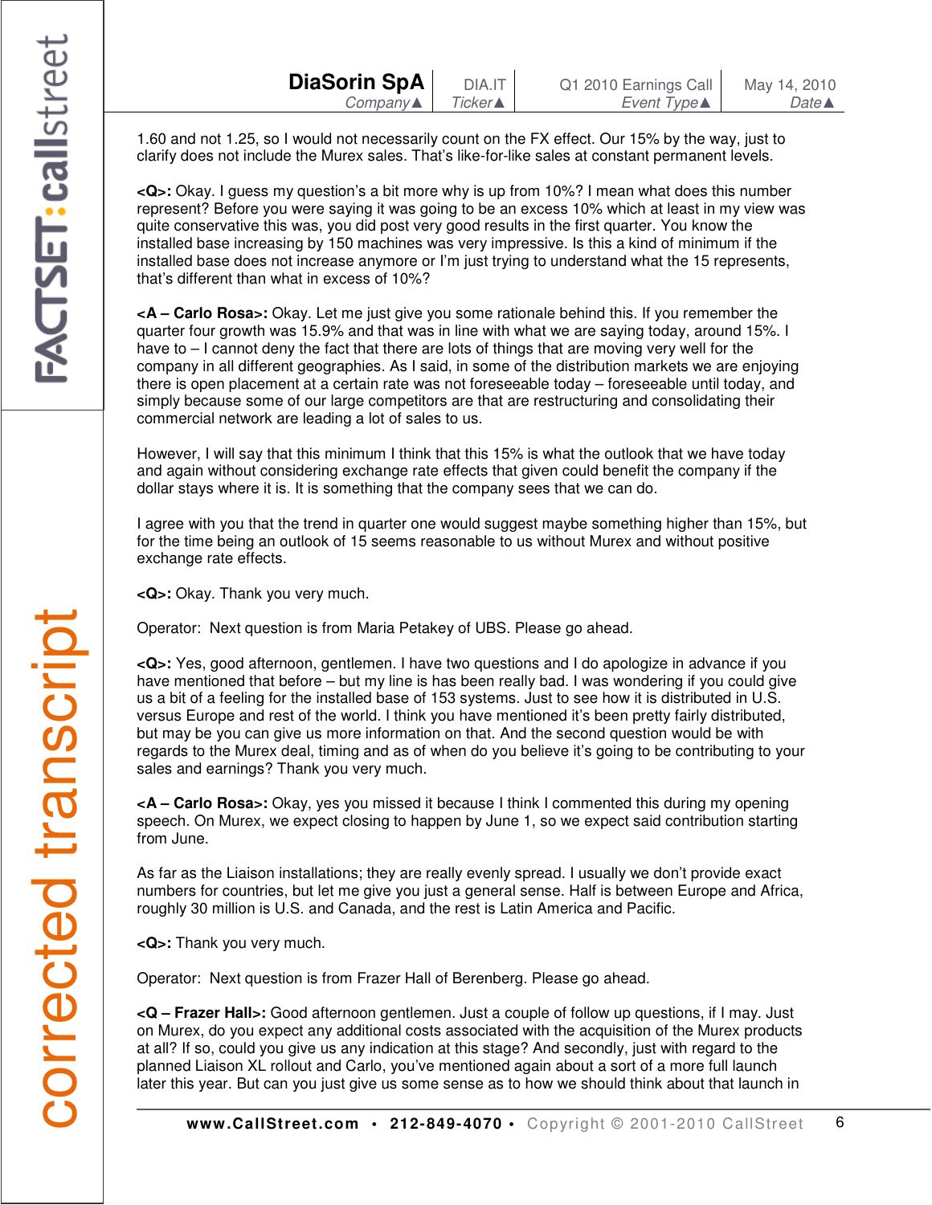1.60 and not 1.25, so I would not necessarily count on the FX effect. Our 15% by the way, just to clarify does not include the Murex sales. That's like-for-like sales at constant permanent levels.

**<Q>:** Okay. I guess my question's a bit more why is up from 10%? I mean what does this number represent? Before you were saying it was going to be an excess 10% which at least in my view was quite conservative this was, you did post very good results in the first quarter. You know the installed base increasing by 150 machines was very impressive. Is this a kind of minimum if the installed base does not increase anymore or I'm just trying to understand what the 15 represents, that's different than what in excess of 10%?

**<A – Carlo Rosa>:** Okay. Let me just give you some rationale behind this. If you remember the quarter four growth was 15.9% and that was in line with what we are saying today, around 15%. I have to – I cannot deny the fact that there are lots of things that are moving very well for the company in all different geographies. As I said, in some of the distribution markets we are enjoying there is open placement at a certain rate was not foreseeable today – foreseeable until today, and simply because some of our large competitors are that are restructuring and consolidating their commercial network are leading a lot of sales to us.

However, I will say that this minimum I think that this 15% is what the outlook that we have today and again without considering exchange rate effects that given could benefit the company if the dollar stays where it is. It is something that the company sees that we can do.

I agree with you that the trend in quarter one would suggest maybe something higher than 15%, but for the time being an outlook of 15 seems reasonable to us without Murex and without positive exchange rate effects.

**<Q>:** Okay. Thank you very much.

Operator: Next question is from Maria Petakey of UBS. Please go ahead.

**<Q>:** Yes, good afternoon, gentlemen. I have two questions and I do apologize in advance if you have mentioned that before – but my line is has been really bad. I was wondering if you could give us a bit of a feeling for the installed base of 153 systems. Just to see how it is distributed in U.S. versus Europe and rest of the world. I think you have mentioned it's been pretty fairly distributed, but may be you can give us more information on that. And the second question would be with regards to the Murex deal, timing and as of when do you believe it's going to be contributing to your sales and earnings? Thank you very much.

**<A – Carlo Rosa>:** Okay, yes you missed it because I think I commented this during my opening speech. On Murex, we expect closing to happen by June 1, so we expect said contribution starting from June.

As far as the Liaison installations; they are really evenly spread. I usually we don't provide exact numbers for countries, but let me give you just a general sense. Half is between Europe and Africa, roughly 30 million is U.S. and Canada, and the rest is Latin America and Pacific.

**<Q>:** Thank you very much.

Operator: Next question is from Frazer Hall of Berenberg. Please go ahead.

**<Q – Frazer Hall>:** Good afternoon gentlemen. Just a couple of follow up questions, if I may. Just on Murex, do you expect any additional costs associated with the acquisition of the Murex products at all? If so, could you give us any indication at this stage? And secondly, just with regard to the planned Liaison XL rollout and Carlo, you've mentioned again about a sort of a more full launch later this year. But can you just give us some sense as to how we should think about that launch in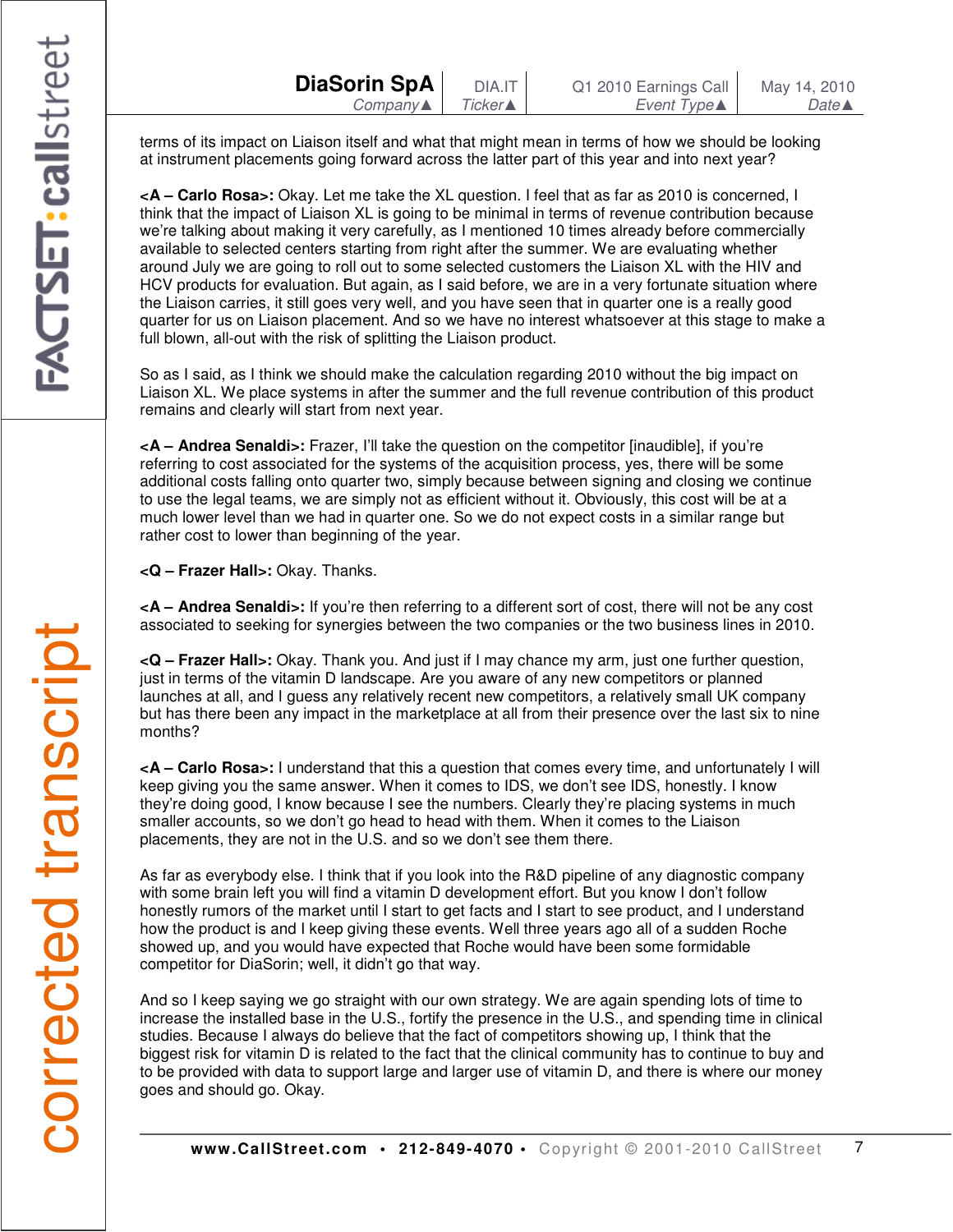terms of its impact on Liaison itself and what that might mean in terms of how we should be looking at instrument placements going forward across the latter part of this year and into next year?

**<A – Carlo Rosa>:** Okay. Let me take the XL question. I feel that as far as 2010 is concerned, I think that the impact of Liaison XL is going to be minimal in terms of revenue contribution because we're talking about making it very carefully, as I mentioned 10 times already before commercially available to selected centers starting from right after the summer. We are evaluating whether around July we are going to roll out to some selected customers the Liaison XL with the HIV and HCV products for evaluation. But again, as I said before, we are in a very fortunate situation where the Liaison carries, it still goes very well, and you have seen that in quarter one is a really good quarter for us on Liaison placement. And so we have no interest whatsoever at this stage to make a full blown, all-out with the risk of splitting the Liaison product.

So as I said, as I think we should make the calculation regarding 2010 without the big impact on Liaison XL. We place systems in after the summer and the full revenue contribution of this product remains and clearly will start from next year.

**<A – Andrea Senaldi>:** Frazer, I'll take the question on the competitor [inaudible], if you're referring to cost associated for the systems of the acquisition process, yes, there will be some additional costs falling onto quarter two, simply because between signing and closing we continue to use the legal teams, we are simply not as efficient without it. Obviously, this cost will be at a much lower level than we had in quarter one. So we do not expect costs in a similar range but rather cost to lower than beginning of the year.

**<Q – Frazer Hall>:** Okay. Thanks.

**<A – Andrea Senaldi>:** If you're then referring to a different sort of cost, there will not be any cost associated to seeking for synergies between the two companies or the two business lines in 2010.

**<Q – Frazer Hall>:** Okay. Thank you. And just if I may chance my arm, just one further question, just in terms of the vitamin D landscape. Are you aware of any new competitors or planned launches at all, and I guess any relatively recent new competitors, a relatively small UK company but has there been any impact in the marketplace at all from their presence over the last six to nine months?

**<A – Carlo Rosa>:** I understand that this a question that comes every time, and unfortunately I will keep giving you the same answer. When it comes to IDS, we don't see IDS, honestly. I know they're doing good, I know because I see the numbers. Clearly they're placing systems in much smaller accounts, so we don't go head to head with them. When it comes to the Liaison placements, they are not in the U.S. and so we don't see them there.

As far as everybody else. I think that if you look into the R&D pipeline of any diagnostic company with some brain left you will find a vitamin D development effort. But you know I don't follow honestly rumors of the market until I start to get facts and I start to see product, and I understand how the product is and I keep giving these events. Well three years ago all of a sudden Roche showed up, and you would have expected that Roche would have been some formidable competitor for DiaSorin; well, it didn't go that way.

And so I keep saying we go straight with our own strategy. We are again spending lots of time to increase the installed base in the U.S., fortify the presence in the U.S., and spending time in clinical studies. Because I always do believe that the fact of competitors showing up, I think that the biggest risk for vitamin D is related to the fact that the clinical community has to continue to buy and to be provided with data to support large and larger use of vitamin D, and there is where our money goes and should go. Okay.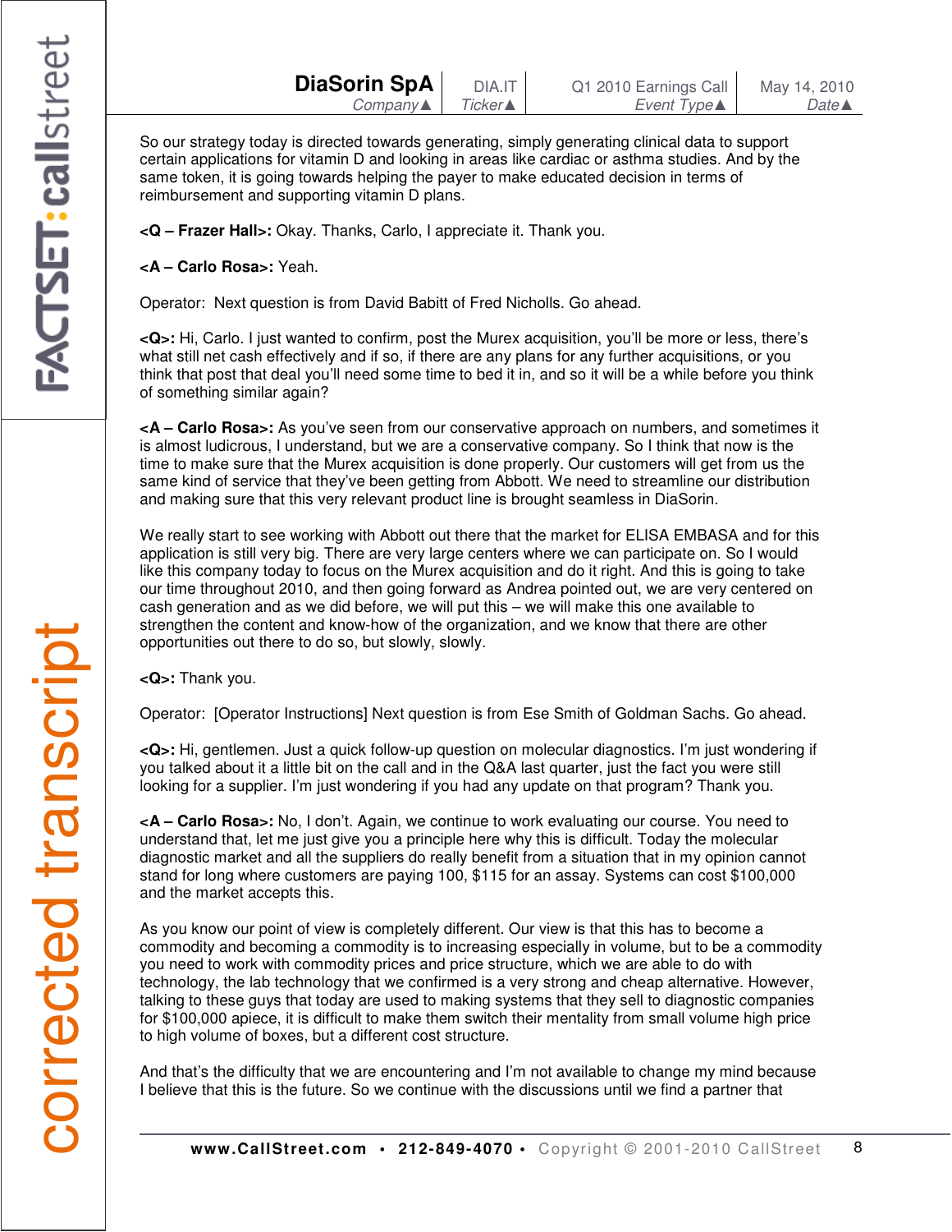So our strategy today is directed towards generating, simply generating clinical data to support certain applications for vitamin D and looking in areas like cardiac or asthma studies. And by the same token, it is going towards helping the payer to make educated decision in terms of reimbursement and supporting vitamin D plans.

**<Q – Frazer Hall>:** Okay. Thanks, Carlo, I appreciate it. Thank you.

**<A – Carlo Rosa>:** Yeah.

Operator: Next question is from David Babitt of Fred Nicholls. Go ahead.

**<Q>:** Hi, Carlo. I just wanted to confirm, post the Murex acquisition, you'll be more or less, there's what still net cash effectively and if so, if there are any plans for any further acquisitions, or you think that post that deal you'll need some time to bed it in, and so it will be a while before you think of something similar again?

**<A – Carlo Rosa>:** As you've seen from our conservative approach on numbers, and sometimes it is almost ludicrous, I understand, but we are a conservative company. So I think that now is the time to make sure that the Murex acquisition is done properly. Our customers will get from us the same kind of service that they've been getting from Abbott. We need to streamline our distribution and making sure that this very relevant product line is brought seamless in DiaSorin.

We really start to see working with Abbott out there that the market for ELISA EMBASA and for this application is still very big. There are very large centers where we can participate on. So I would like this company today to focus on the Murex acquisition and do it right. And this is going to take our time throughout 2010, and then going forward as Andrea pointed out, we are very centered on cash generation and as we did before, we will put this – we will make this one available to strengthen the content and know-how of the organization, and we know that there are other opportunities out there to do so, but slowly, slowly.

**<Q>:** Thank you.

Operator: [Operator Instructions] Next question is from Ese Smith of Goldman Sachs. Go ahead.

**<Q>:** Hi, gentlemen. Just a quick follow-up question on molecular diagnostics. I'm just wondering if you talked about it a little bit on the call and in the Q&A last quarter, just the fact you were still looking for a supplier. I'm just wondering if you had any update on that program? Thank you.

**<A – Carlo Rosa>:** No, I don't. Again, we continue to work evaluating our course. You need to understand that, let me just give you a principle here why this is difficult. Today the molecular diagnostic market and all the suppliers do really benefit from a situation that in my opinion cannot stand for long where customers are paying 100, $115 for an assay. Systems can cost $100,000 and the market accepts this.

As you know our point of view is completely different. Our view is that this has to become a commodity and becoming a commodity is to increasing especially in volume, but to be a commodity you need to work with commodity prices and price structure, which we are able to do with technology, the lab technology that we confirmed is a very strong and cheap alternative. However, talking to these guys that today are used to making systems that they sell to diagnostic companies for $100,000 apiece, it is difficult to make them switch their mentality from small volume high price to high volume of boxes, but a different cost structure.

And that's the difficulty that we are encountering and I'm not available to change my mind because I believe that this is the future. So we continue with the discussions until we find a partner that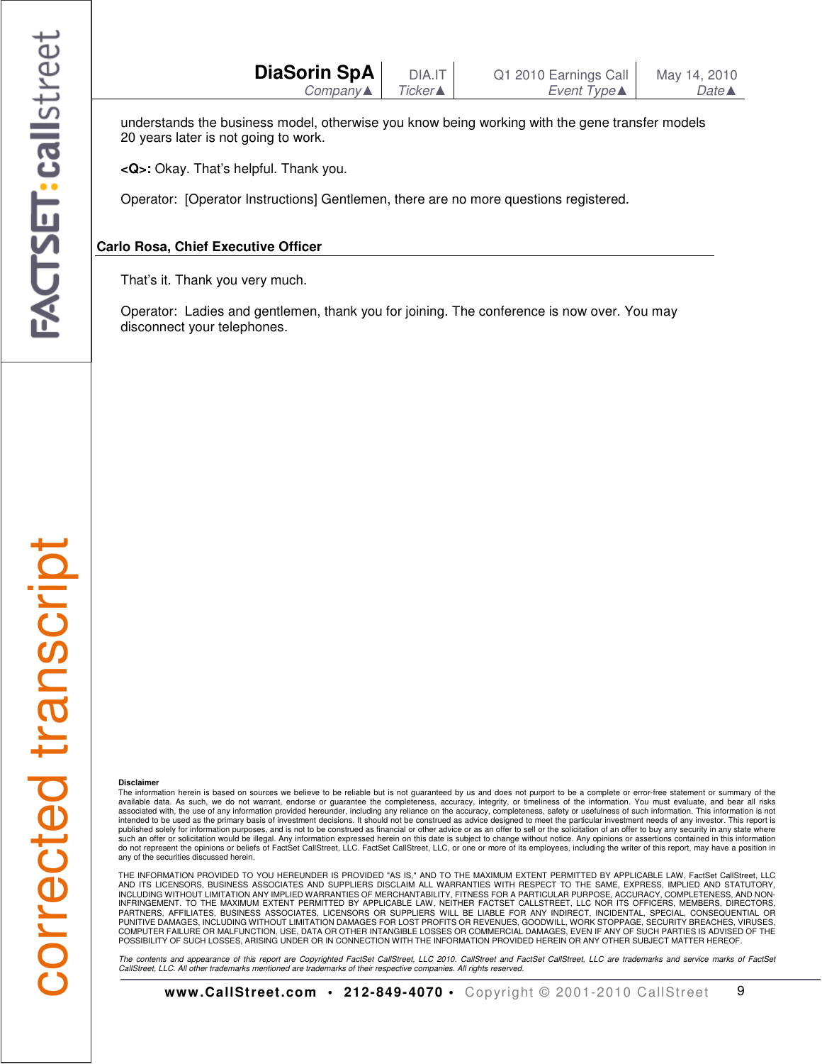understands the business model, otherwise you know being working with the gene transfer models 20 years later is not going to work.

**<Q>:** Okay. That's helpful. Thank you.

Operator: [Operator Instructions] Gentlemen, there are no more questions registered.

**Carlo Rosa, Chief Executive Officer**

That's it. Thank you very much.

Operator: Ladies and gentlemen, thank you for joining. The conference is now over. You may disconnect your telephones.

**Disclaimer**

The information herein is based on sources we believe to be reliable but is not guaranteed by us and does not purport to be a complete or error-free statement or summary of the available data. As such, we do not warrant, endorse or guarantee the completeness, accuracy, integrity, or timeliness of the information. You must evaluate, and bear all risks associated with, the use of any information provided hereunder, including any reliance on the accuracy, completeness, safety or usefulness of such information. This information is not intended to be used as the primary basis of investment decisions. It should not be construed as advice designed to meet the particular investment needs of any investor. This report is published solely for information purposes, and is not to be construed as financial or other advice or as an offer to sell or the solicitation of an offer to buy any security in any state where such an offer or solicitation would be illegal. Any information expressed herein on this date is subject to change without notice. Any opinions or assertions contained in this information do not represent the opinions or beliefs of FactSet CallStreet, LLC. FactSet CallStreet, LLC, or one or more of its employees, including the writer of this report, may have a position in any of the securities discussed herein.

THE INFORMATION PROVIDED TO YOU HEREUNDER IS PROVIDED "AS IS," AND TO THE MAXIMUM EXTENT PERMITTED BY APPLICABLE LAW, FactSet CallStreet, LLC AND ITS LICENSORS, BUSINESS ASSOCIATES AND SUPPLIERS DISCLAIM ALL WARRANTIES WITH RESPECT TO THE SAME, EXPRESS, IMPLIED AND STATUTORY, INCLUDING WITHOUT LIMITATION ANY IMPLIED WARRANTIES OF MERCHANTABILITY, FITNESS FOR A PARTICULAR PURPOSE, ACCURACY, COMPLETENESS, AND NON-INFRINGEMENT. TO THE MAXIMUM EXTENT PERMITTED BY APPLICABLE LAW, NEITHER FACTSET CALLSTREET, LLC NOR ITS OFFICERS, MEMBERS, DIRECTORS, PARTNERS, AFFILIATES, BUSINESS ASSOCIATES, LICENSORS OR SUPPLIERS WILL BE LIABLE FOR ANY INDIRECT, INCIDENTAL, SPECIAL, CONSEQUENTIAL OR PUNITIVE DAMAGES, INCLUDING WITHOUT LIMITATION DAMAGES FOR LOST PROFITS OR REVENUES, GOODWILL, WORK STOPPAGE, SECURITY BREACHES, VIRUSES, COMPUTER FAILURE OR MALFUNCTION, USE, DATA OR OTHER INTANGIBLE LOSSES OR COMMERCIAL DAMAGES, EVEN IF ANY OF SUCH PARTIES IS ADVISED OF THE POSSIBILITY OF SUCH LOSSES, ARISING UNDER OR IN CONNECTION WITH THE INFORMATION PROVIDED HEREIN OR ANY OTHER SUBJECT MATTER HEREOF.

*The contents and appearance of this report are Copyrighted FactSet CallStreet, LLC 2010. CallStreet and FactSet CallStreet, LLC are trademarks and service marks of FactSet CallStreet, LLC. All other trademarks mentioned are trademarks of their respective companies. All rights reserved.*